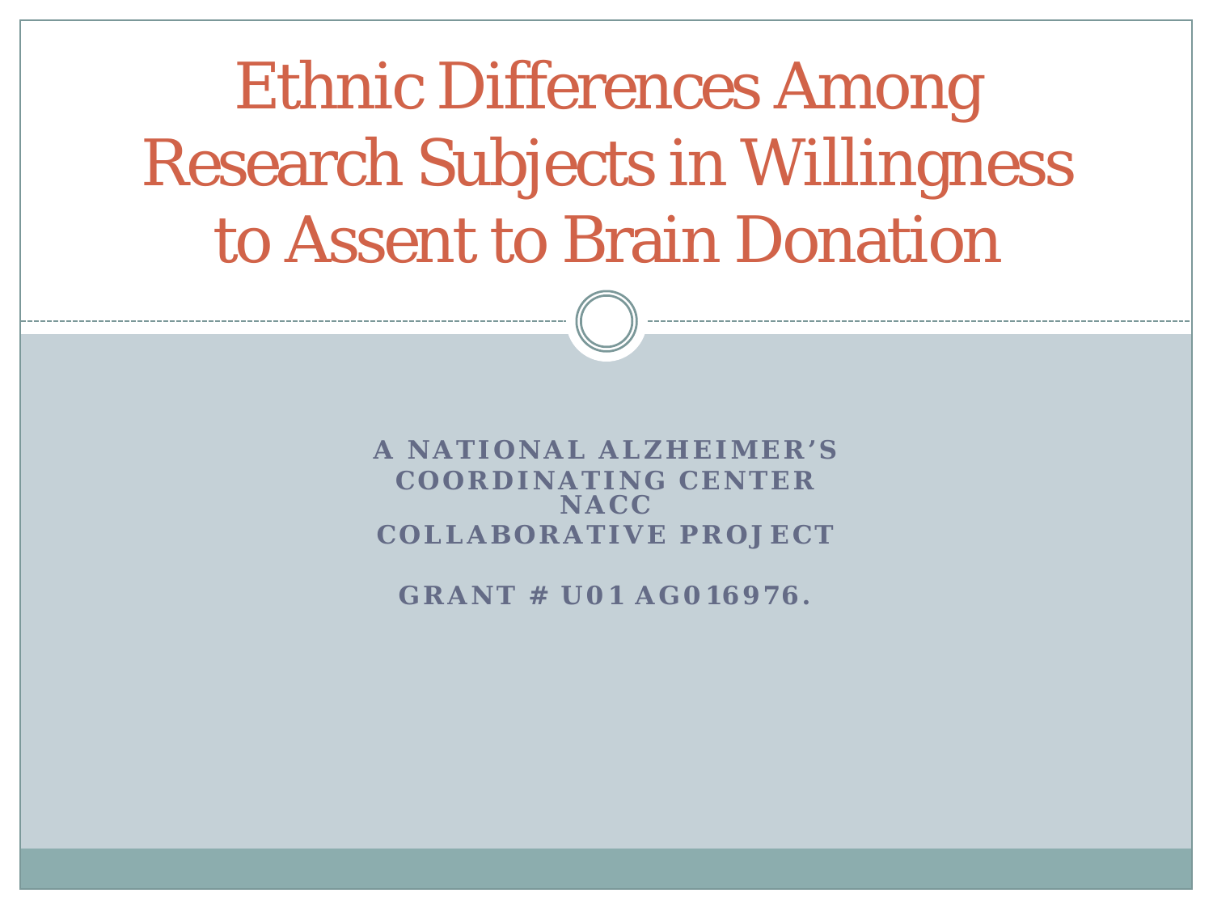# Ethnic Differences Among Research Subjects in Willingness to Assent to Brain Donation

**A NATIONAL ALZHEIMER'S COORDINATING CENTER NACC COLLABORATIVE PROJECT**

**GRANT # U01 AG016976.**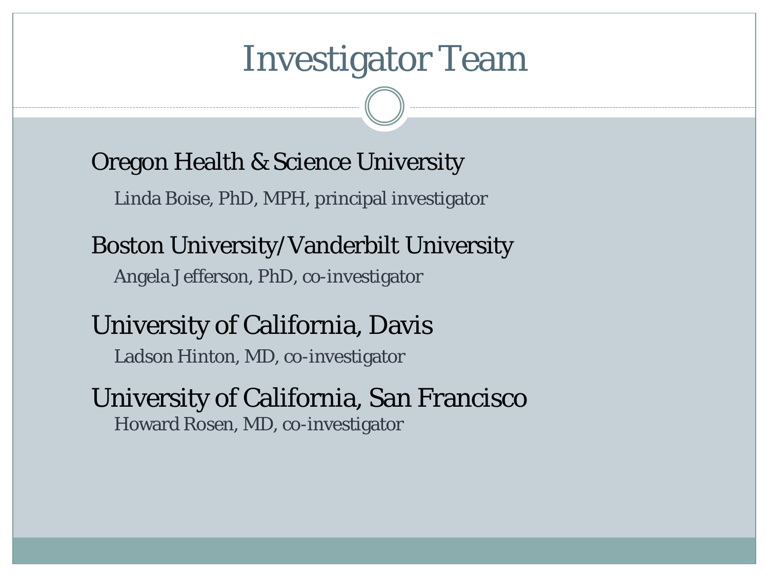# Investigator Team

**Oregon Health & Science University**

- Linda Boise, PhD, MPH, principal investigator

**Boston University/Vanderbilt University**

- Angela Jefferson, PhD, co-investigator

**University of California, Davis**

- Ladson Hinton, MD, co-investigator

**University of California, San Francisco**

- Howard Rosen, MD, co-investigator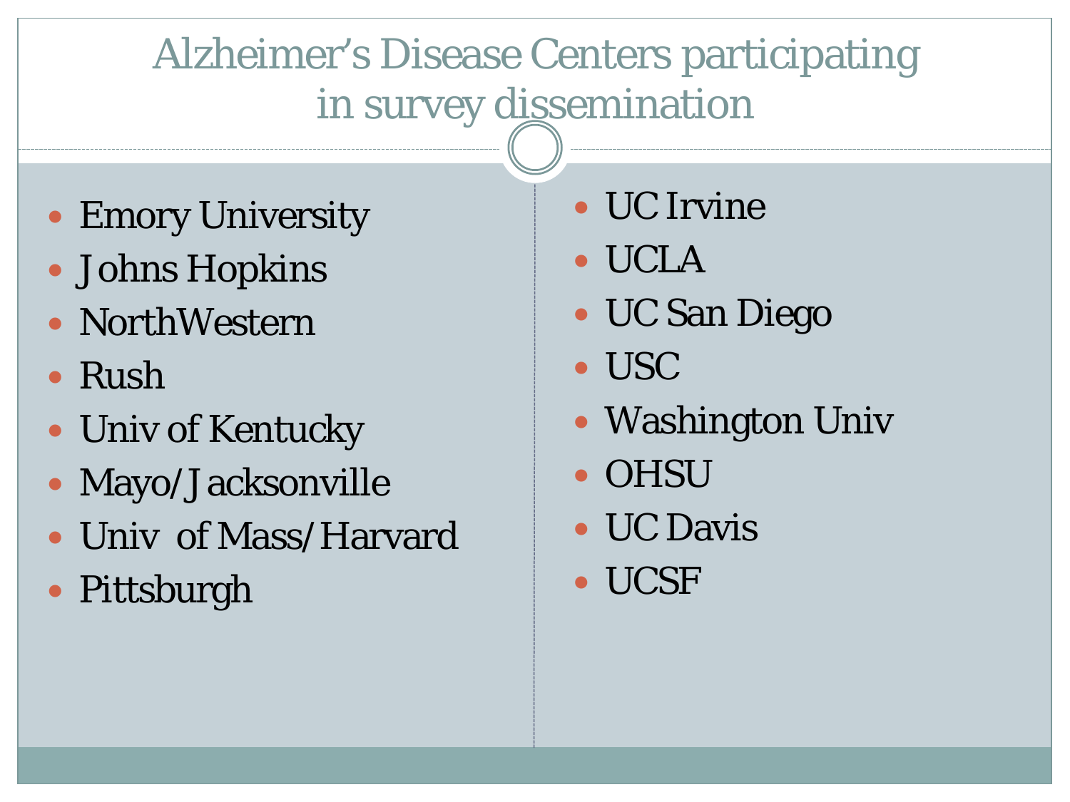# Alzheimer's Disease Centers participating in survey dissemination

- Emory University
- Johns Hopkins
- NorthWestern
- Rush
- Univ of Kentucky
- Mayo/Jacksonville
- Univ of Mass/Harvard
- Pittsburgh
- UC Irvine
- UCLA
- UC San Diego
- USC
- Washington Univ
- OHSU
- UC Davis
- UCSF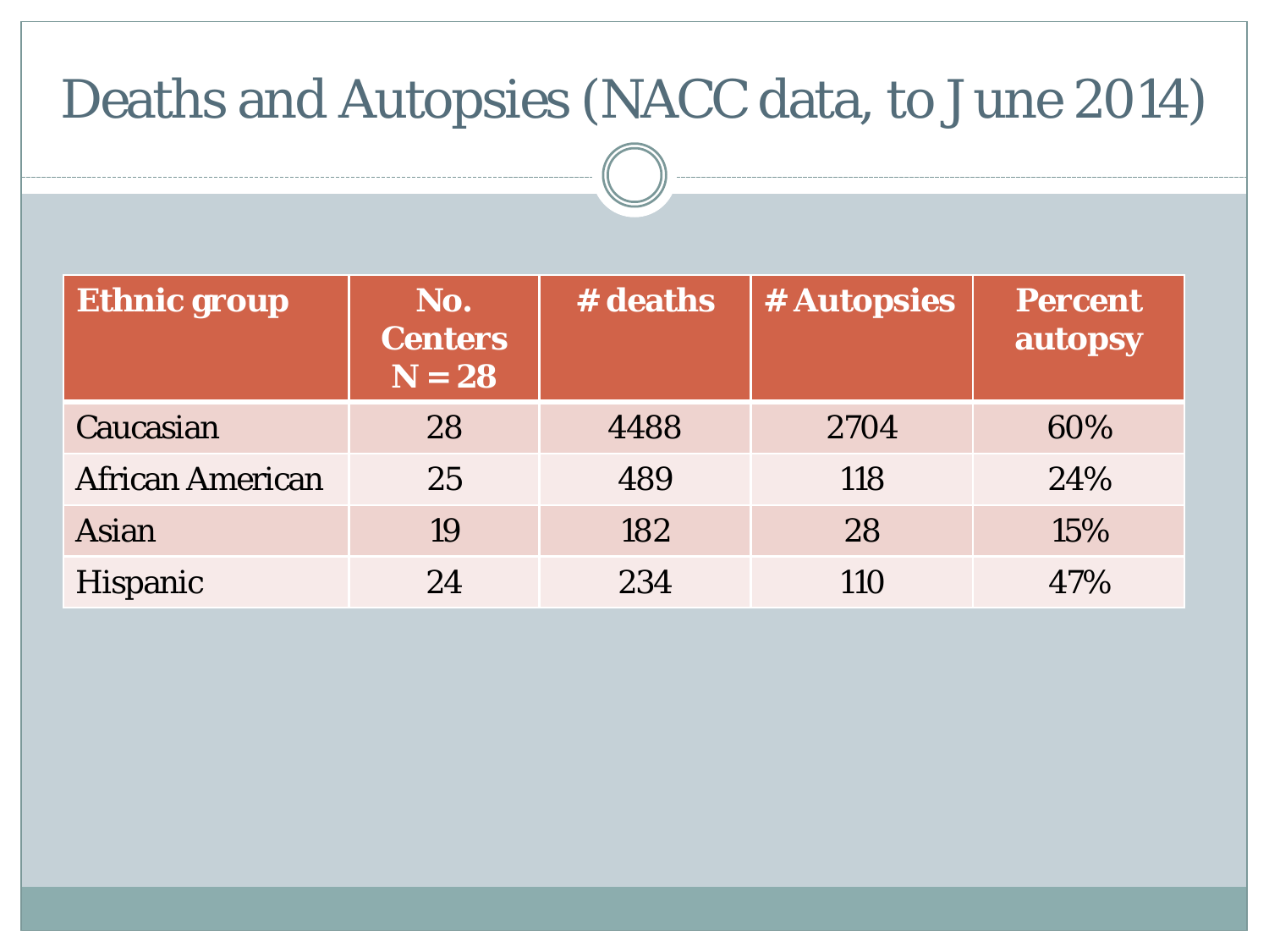# Deaths and Autopsies (NACC data, to June 2014)

| Ethnic group | No. Centers N = 28 | # deaths | # Autopsies | Percent autopsy |
|---|---|---|---|---|
| Caucasian | 28 | 4488 | 2704 | 60% |
| African American | 25 | 489 | 118 | 24% |
| Asian | 19 | 182 | 28 | 15% |
| Hispanic | 24 | 234 | 110 | 47% |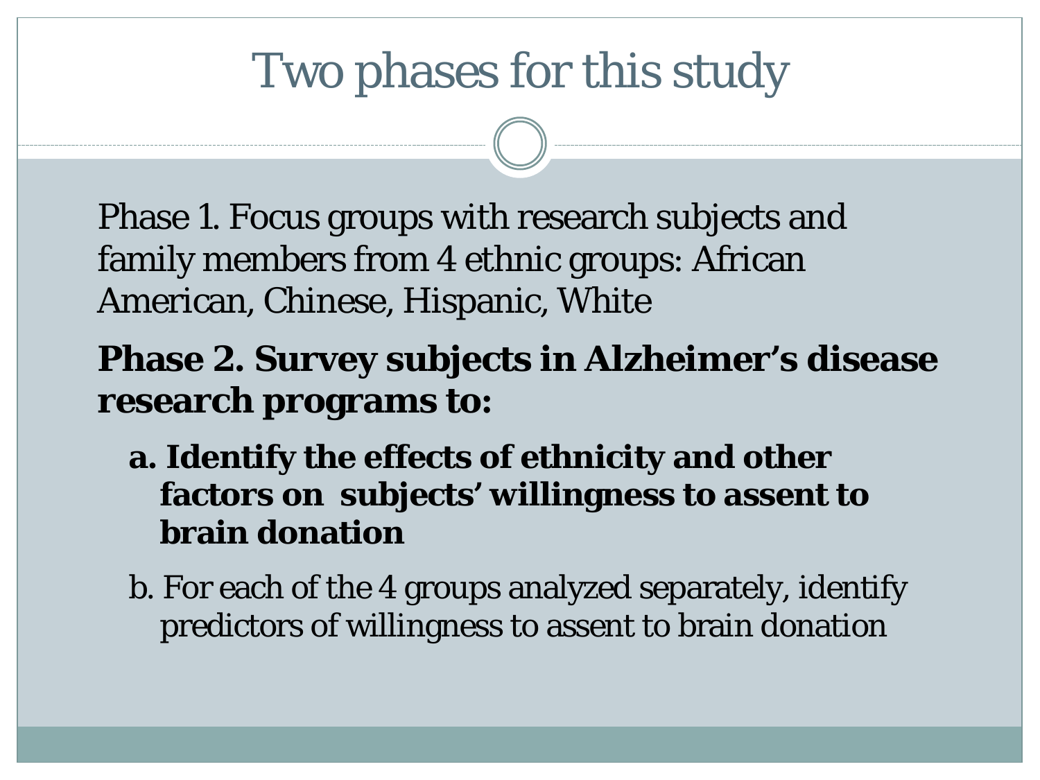# Two phases for this study

Phase 1. Focus groups with research subjects and family members from 4 ethnic groups: African American, Chinese, Hispanic, White

**Phase 2. Survey subjects in Alzheimer's disease research programs to:**

- **a. Identify the effects of ethnicity and other factors on subjects' willingness to assent to brain donation**
- b. For each of the 4 groups analyzed separately, identify predictors of willingness to assent to brain donation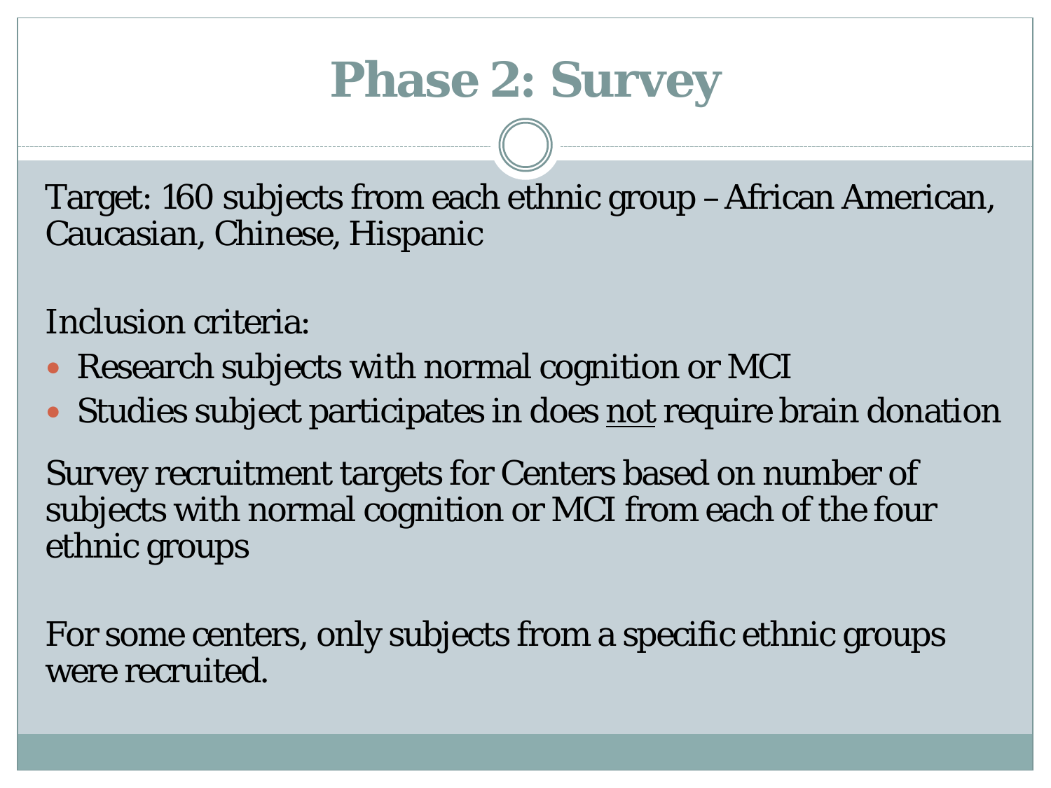# Phase 2: Survey

Target: 160 subjects from each ethnic group – African American, Caucasian, Chinese, Hispanic

Inclusion criteria:

- Research subjects with normal cognition or MCI
- Studies subject participates in does not require brain donation

Survey recruitment targets for Centers based on number of subjects with normal cognition or MCI from each of the four ethnic groups

For some centers, only subjects from a specific ethnic groups were recruited.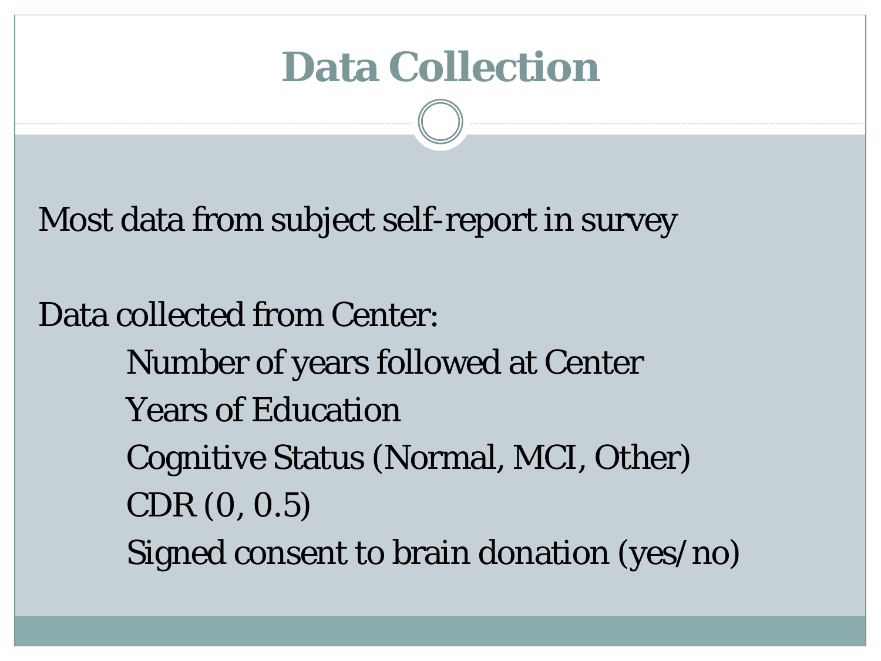# Data Collection

Most data from subject self-report in survey

Data collected from Center:

- Number of years followed at Center
- Years of Education
- Cognitive Status (Normal, MCI, Other)
- CDR (0, 0.5)
- Signed consent to brain donation (yes/no)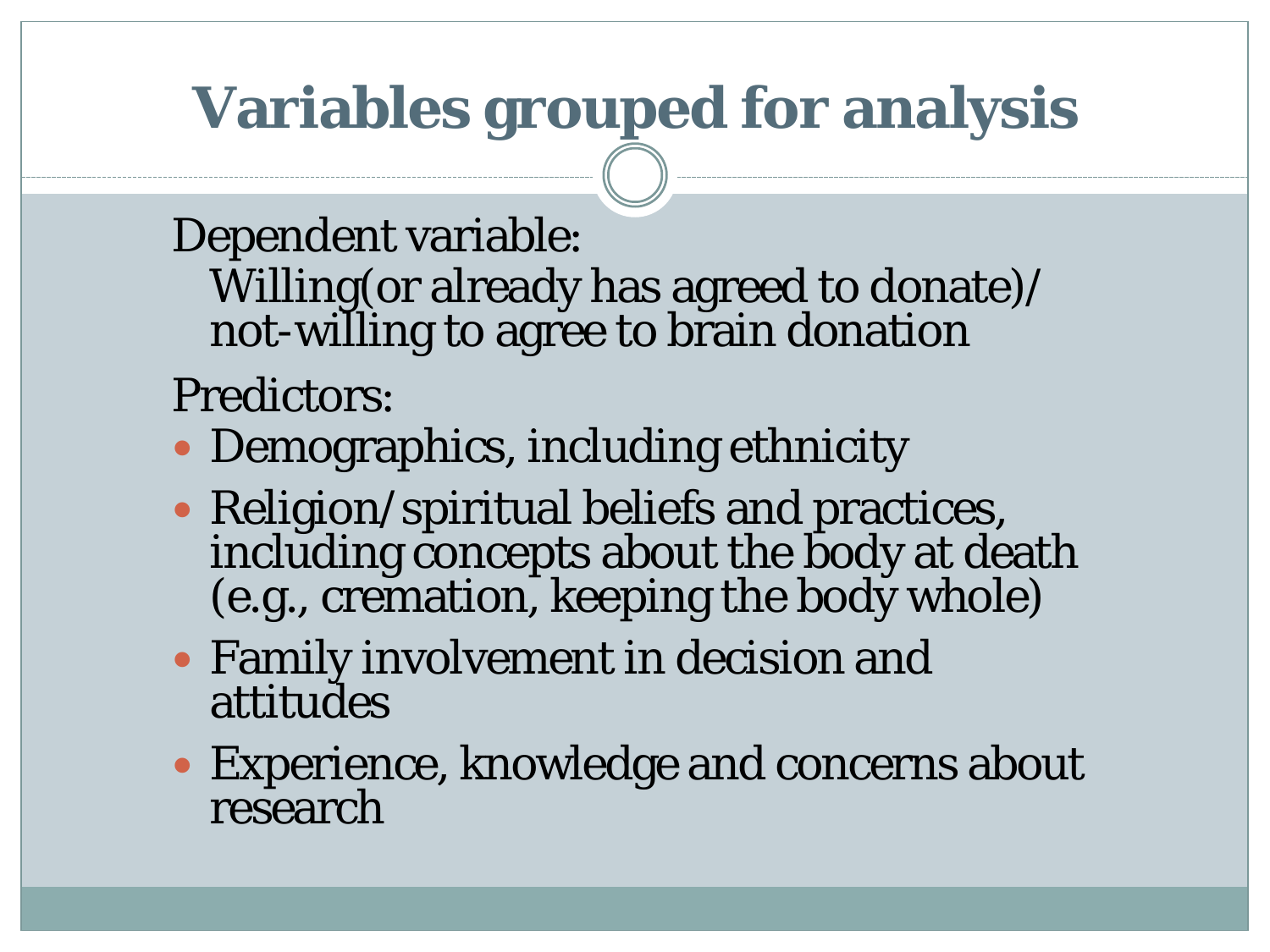# Variables grouped for analysis

Dependent variable:

Willing(or already has agreed to donate)/ not-willing to agree to brain donation

Predictors:

- Demographics, including ethnicity
- Religion/spiritual beliefs and practices, including concepts about the body at death (e.g., cremation, keeping the body whole)
- Family involvement in decision and attitudes
- Experience, knowledge and concerns about research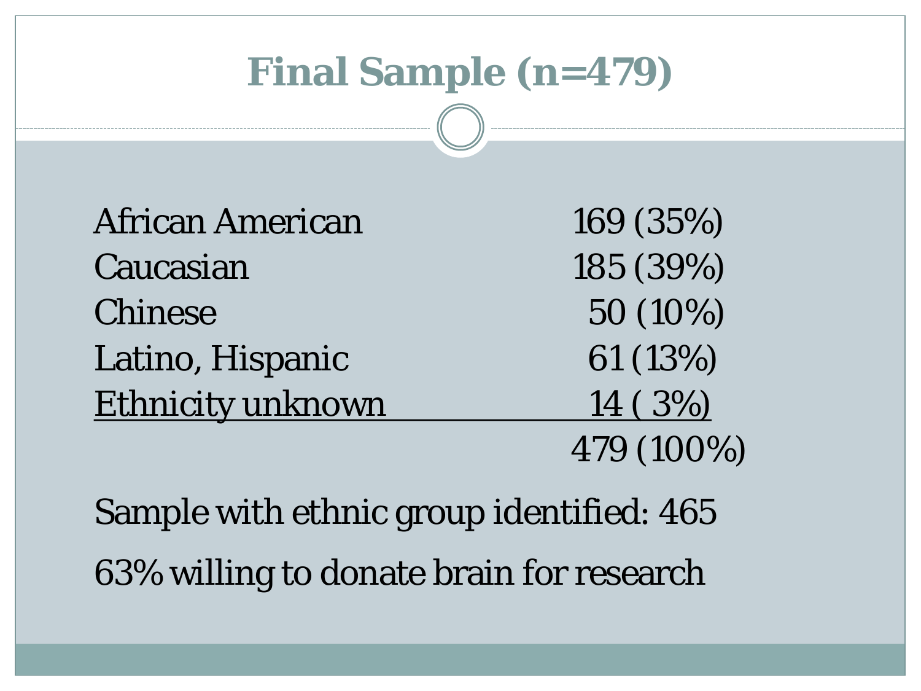# Final Sample (n=479)

| | |
|---|---|
| African American | 169 (35%) |
| Caucasian | 185 (39%) |
| Chinese | 50 (10%) |
| Latino, Hispanic | 61 (13%) |
| Ethnicity unknown | 14 ( 3%) |
| | 479 (100%) |

Sample with ethnic group identified: 465

63% willing to donate brain for research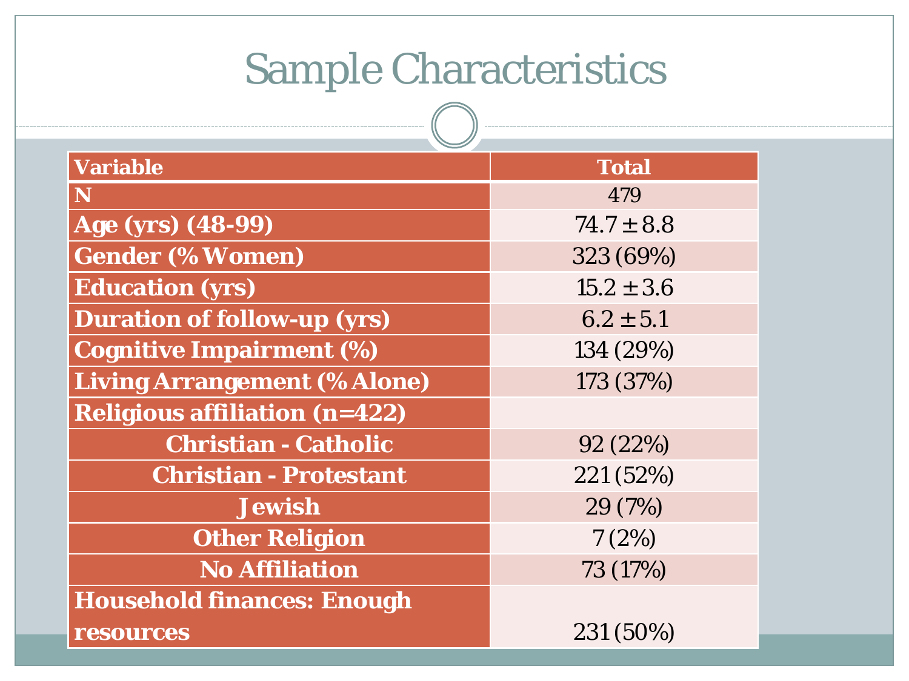# Sample Characteristics

| Variable | Total |
|---|---|
| N | 479 |
| Age (yrs) (48-99) | 74.7 ± 8.8 |
| Gender (% Women) | 323 (69%) |
| Education (yrs) | 15.2 ± 3.6 |
| Duration of follow-up (yrs) | 6.2 ± 5.1 |
| Cognitive Impairment (%) | 134 (29%) |
| Living Arrangement (% Alone) | 173 (37%) |
| Religious affiliation (n=422) | |
| Christian - Catholic | 92 (22%) |
| Christian - Protestant | 221 (52%) |
| Jewish | 29 (7%) |
| Other Religion | 7 (2%) |
| No Affiliation | 73 (17%) |
| Household finances: Enough resources | 231 (50%) |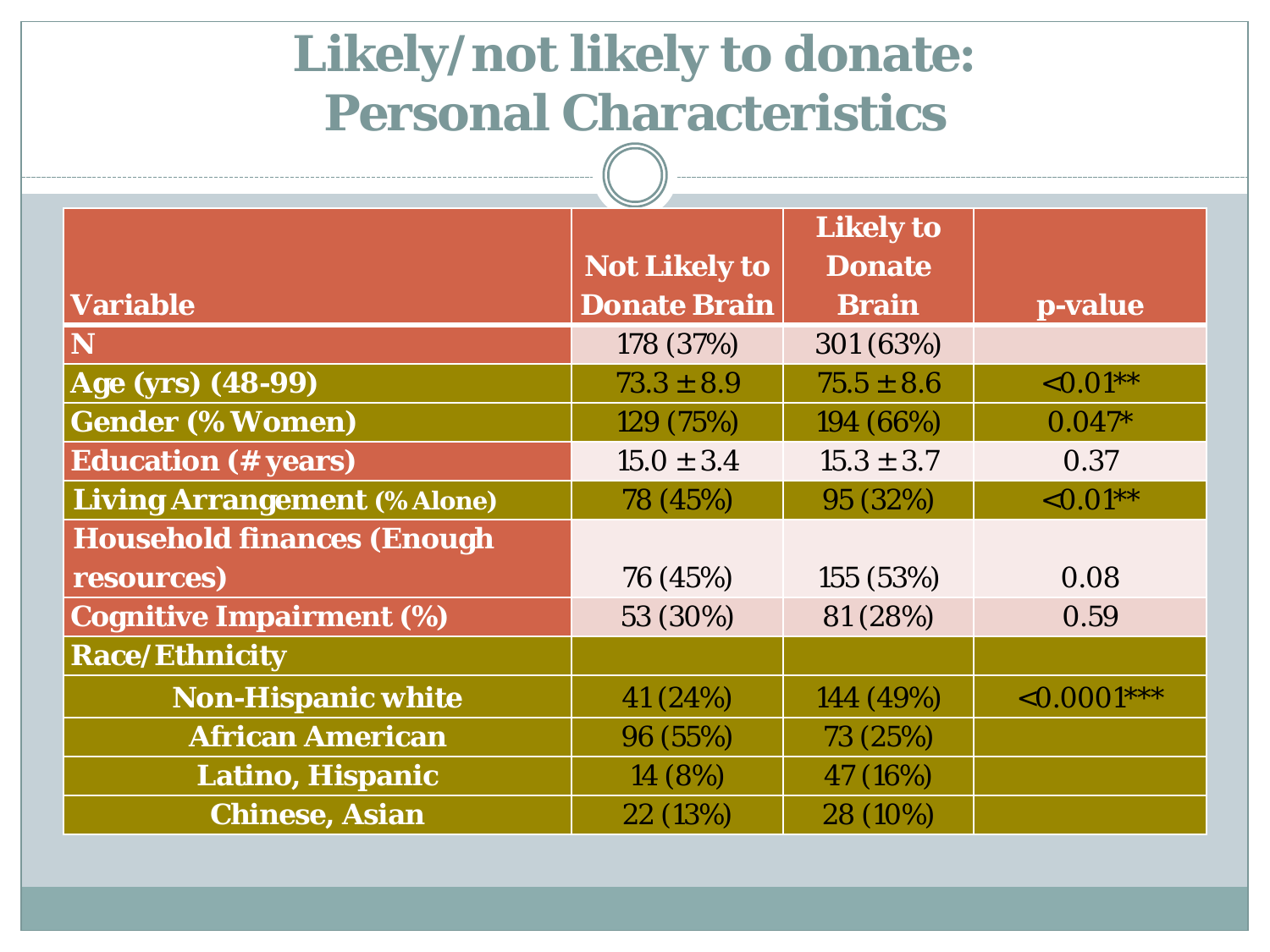# Likely/not likely to donate: Personal Characteristics

| Variable | Not Likely to Donate Brain | Likely to Donate Brain | p-value |
|---|---|---|---|
| N | 178 (37%) | 301 (63%) | |
| Age (yrs) (48-99) | 73.3 ± 8.9 | 75.5 ± 8.6 | <0.01** |
| Gender (% Women) | 129 (75%) | 194 (66%) | 0.047* |
| Education (# years) | 15.0 ± 3.4 | 15.3 ± 3.7 | 0.37 |
| Living Arrangement (% Alone) | 78 (45%) | 95 (32%) | <0.01** |
| Household finances (Enough resources) | 76 (45%) | 155 (53%) | 0.08 |
| Cognitive Impairment (%) | 53 (30%) | 81 (28%) | 0.59 |
| Race/Ethnicity | | | |
| Non-Hispanic white | 41 (24%) | 144 (49%) | <0.0001*** |
| African American | 96 (55%) | 73 (25%) | |
| Latino, Hispanic | 14 (8%) | 47 (16%) | |
| Chinese, Asian | 22 (13%) | 28 (10%) | |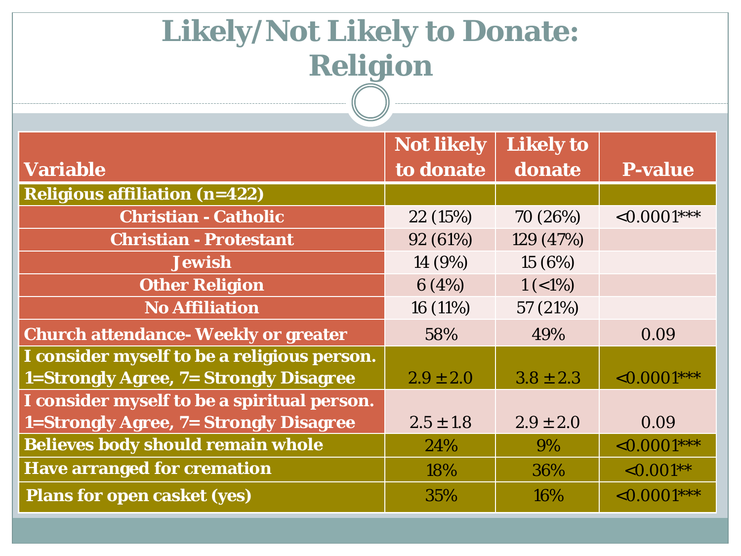# Likely/Not Likely to Donate: Religion

| Variable | Not likely to donate | Likely to donate | P-value |
|---|---|---|---|
| **Religious affiliation (n=422)** | | | |
| Christian - Catholic | 22 (15%) | 70 (26%) | <0.0001*** |
| Christian - Protestant | 92 (61%) | 129 (47%) | |
| Jewish | 14 (9%) | 15 (6%) | |
| Other Religion | 6 (4%) | 1 (<1%) | |
| No Affiliation | 16 (11%) | 57 (21%) | |
| Church attendance- Weekly or greater | 58% | 49% | 0.09 |
| I consider myself to be a religious person. 1=Strongly Agree, 7= Strongly Disagree | 2.9 ± 2.0 | 3.8 ± 2.3 | <0.0001*** |
| I consider myself to be a spiritual person. 1=Strongly Agree, 7= Strongly Disagree | 2.5 ± 1.8 | 2.9 ± 2.0 | 0.09 |
| Believes body should remain whole | 24% | 9% | <0.0001*** |
| Have arranged for cremation | 18% | 36% | <0.001** |
| Plans for open casket (yes) | 35% | 16% | <0.0001*** |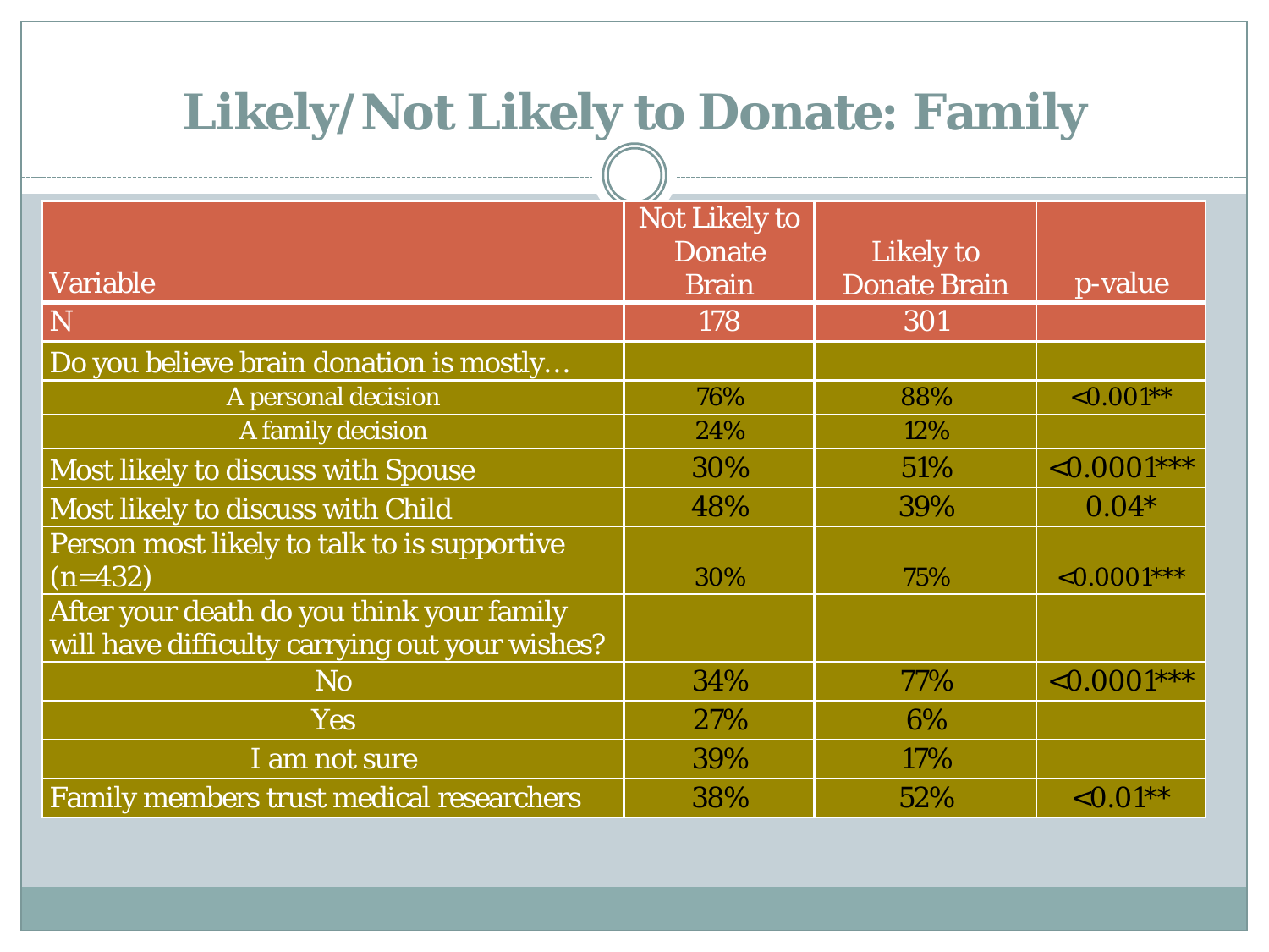# Likely/Not Likely to Donate: Family

| Variable | Not Likely to Donate Brain | Likely to Donate Brain | p-value |
|---|---|---|---|
| N | 178 | 301 | |
| Do you believe brain donation is mostly… | | | |
| A personal decision | 76% | 88% | <0.001** |
| A family decision | 24% | 12% | |
| Most likely to discuss with Spouse | 30% | 51% | <0.0001*** |
| Most likely to discuss with Child | 48% | 39% | 0.04* |
| Person most likely to talk to is supportive (n=432) | 30% | 75% | <0.0001*** |
| After your death do you think your family will have difficulty carrying out your wishes? | | | |
| No | 34% | 77% | <0.0001*** |
| Yes | 27% | 6% | |
| I am not sure | 39% | 17% | |
| Family members trust medical researchers | 38% | 52% | <0.01** |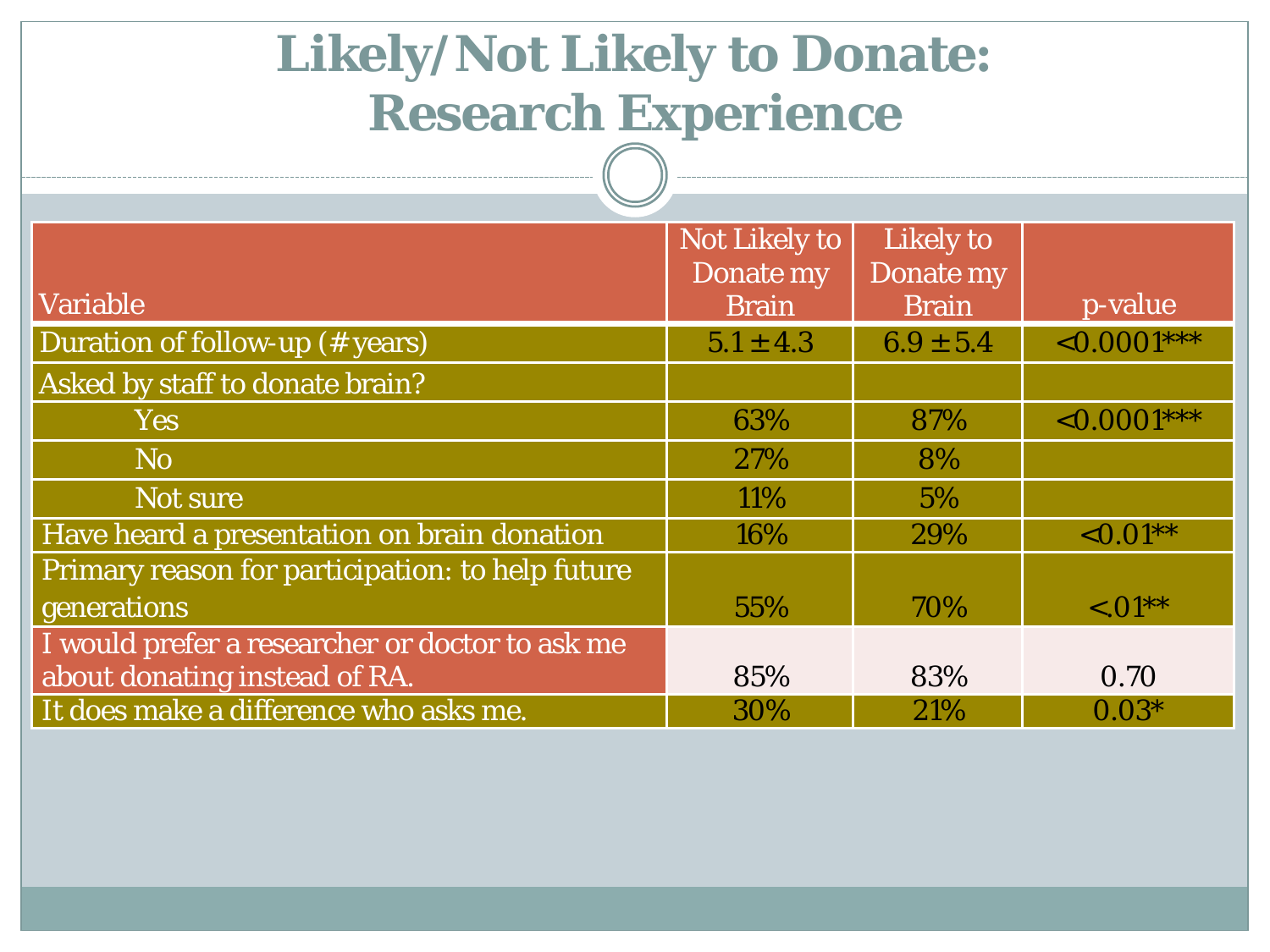# Likely/Not Likely to Donate: Research Experience

| Variable | Not Likely to Donate my Brain | Likely to Donate my Brain | p-value |
|---|---|---|---|
| Duration of follow-up (# years) | $5.1 \pm 4.3$ | $6.9 \pm 5.4$ | <0.0001*** |
| Asked by staff to donate brain? | | | |
| Yes | 63% | 87% | <0.0001*** |
| No | 27% | 8% | |
| Not sure | 11% | 5% | |
| Have heard a presentation on brain donation | 16% | 29% | <0.01** |
| Primary reason for participation: to help future generations | 55% | 70% | <.01** |
| I would prefer a researcher or doctor to ask me about donating instead of RA. | 85% | 83% | 0.70 |
| It does make a difference who asks me. | 30% | 21% | 0.03* |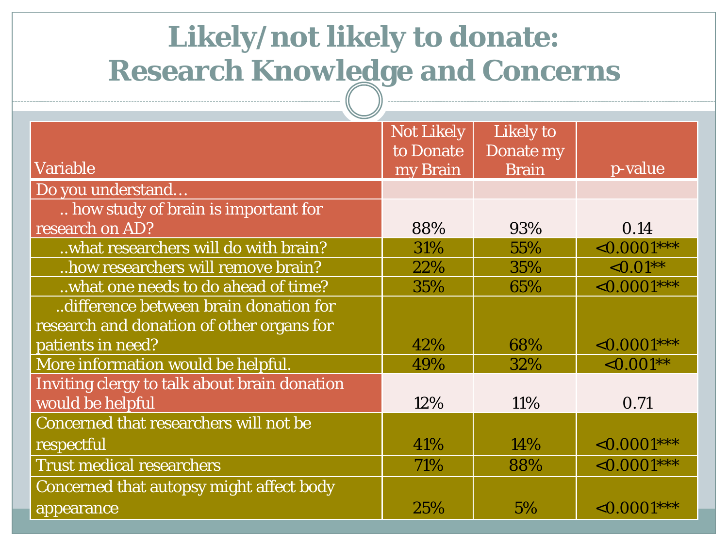# Likely/not likely to donate: Research Knowledge and Concerns

| Variable | Not Likely to Donate my Brain | Likely to Donate my Brain | p-value |
|---|---|---|---|
| Do you understand… | | | |
| .. how study of brain is important for research on AD? | 88% | 93% | 0.14 |
| ..what researchers will do with brain? | 31% | 55% | <0.0001*** |
| ..how researchers will remove brain? | 22% | 35% | <0.01** |
| ..what one needs to do ahead of time? | 35% | 65% | <0.0001*** |
| ..difference between brain donation for research and donation of other organs for patients in need? | 42% | 68% | <0.0001*** |
| More information would be helpful. | 49% | 32% | <0.001** |
| Inviting clergy to talk about brain donation would be helpful | 12% | 11% | 0.71 |
| Concerned that researchers will not be respectful | 41% | 14% | <0.0001*** |
| Trust medical researchers | 71% | 88% | <0.0001*** |
| Concerned that autopsy might affect body appearance | 25% | 5% | <0.0001*** |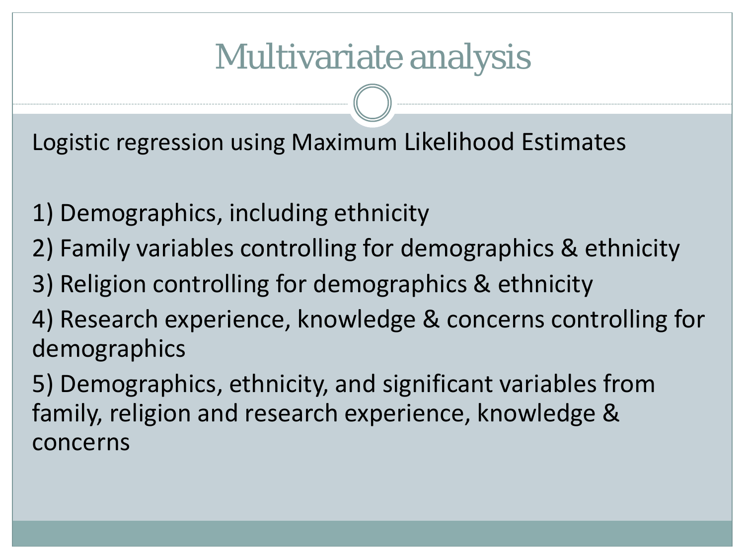# Multivariate analysis

Logistic regression using Maximum Likelihood Estimates

1) Demographics, including ethnicity
2) Family variables controlling for demographics & ethnicity
3) Religion controlling for demographics & ethnicity
4) Research experience, knowledge & concerns controlling for demographics
5) Demographics, ethnicity, and significant variables from family, religion and research experience, knowledge & concerns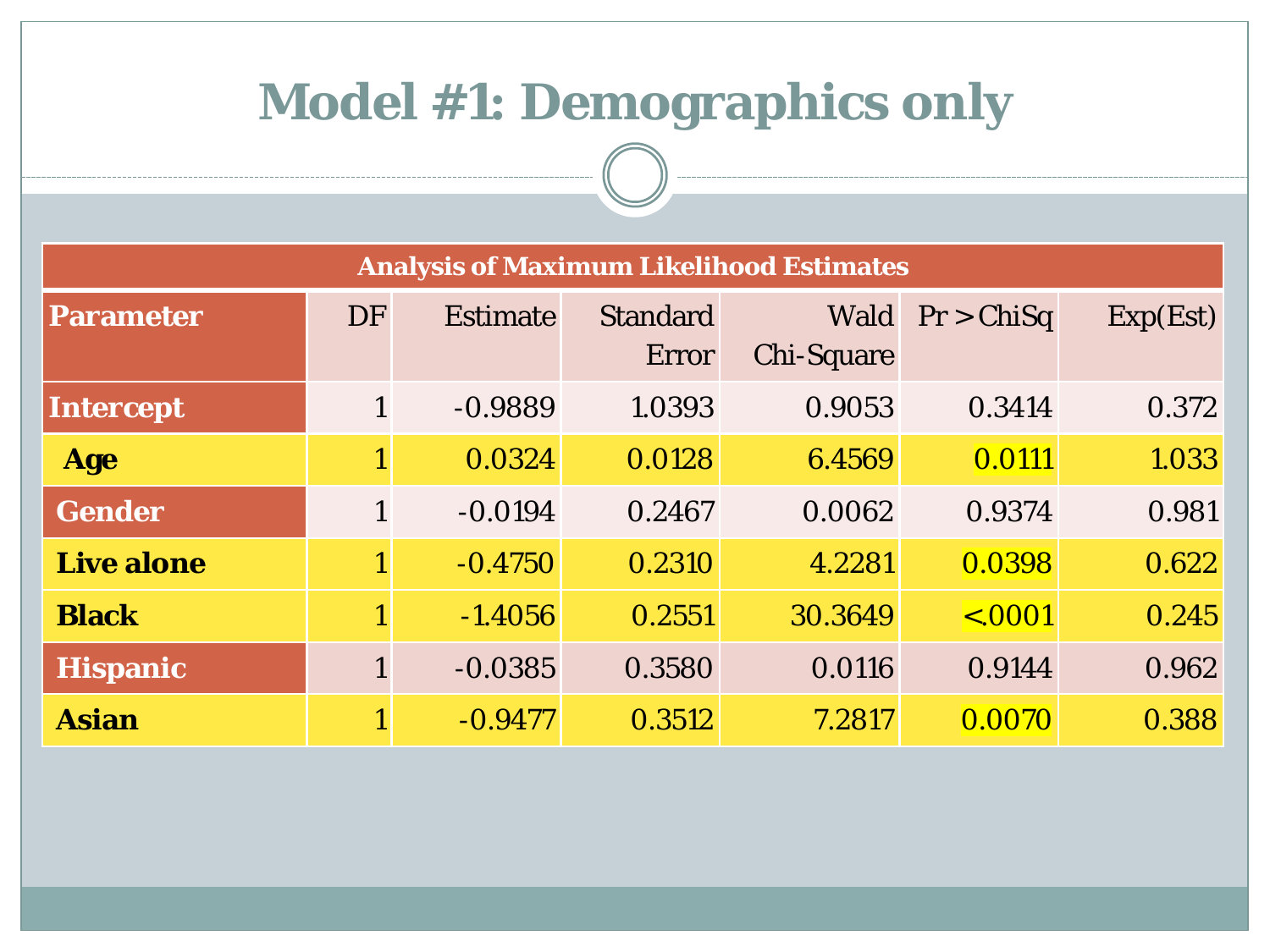# Model #1: Demographics only

| Analysis of Maximum Likelihood Estimates | | | | | | |
|---|---|---|---|---|---|---|
| **Parameter** | DF | Estimate | Standard Error | Wald Chi-Square | Pr > ChiSq | Exp(Est) |
| **Intercept** | 1 | -0.9889 | 1.0393 | 0.9053 | 0.3414 | 0.372 |
| **Age** | 1 | 0.0324 | 0.0128 | 6.4569 | 0.0111 | 1.033 |
| **Gender** | 1 | -0.0194 | 0.2467 | 0.0062 | 0.9374 | 0.981 |
| **Live alone** | 1 | -0.4750 | 0.2310 | 4.2281 | 0.0398 | 0.622 |
| **Black** | 1 | -1.4056 | 0.2551 | 30.3649 | <.0001 | 0.245 |
| **Hispanic** | 1 | -0.0385 | 0.3580 | 0.0116 | 0.9144 | 0.962 |
| **Asian** | 1 | -0.9477 | 0.3512 | 7.2817 | 0.0070 | 0.388 |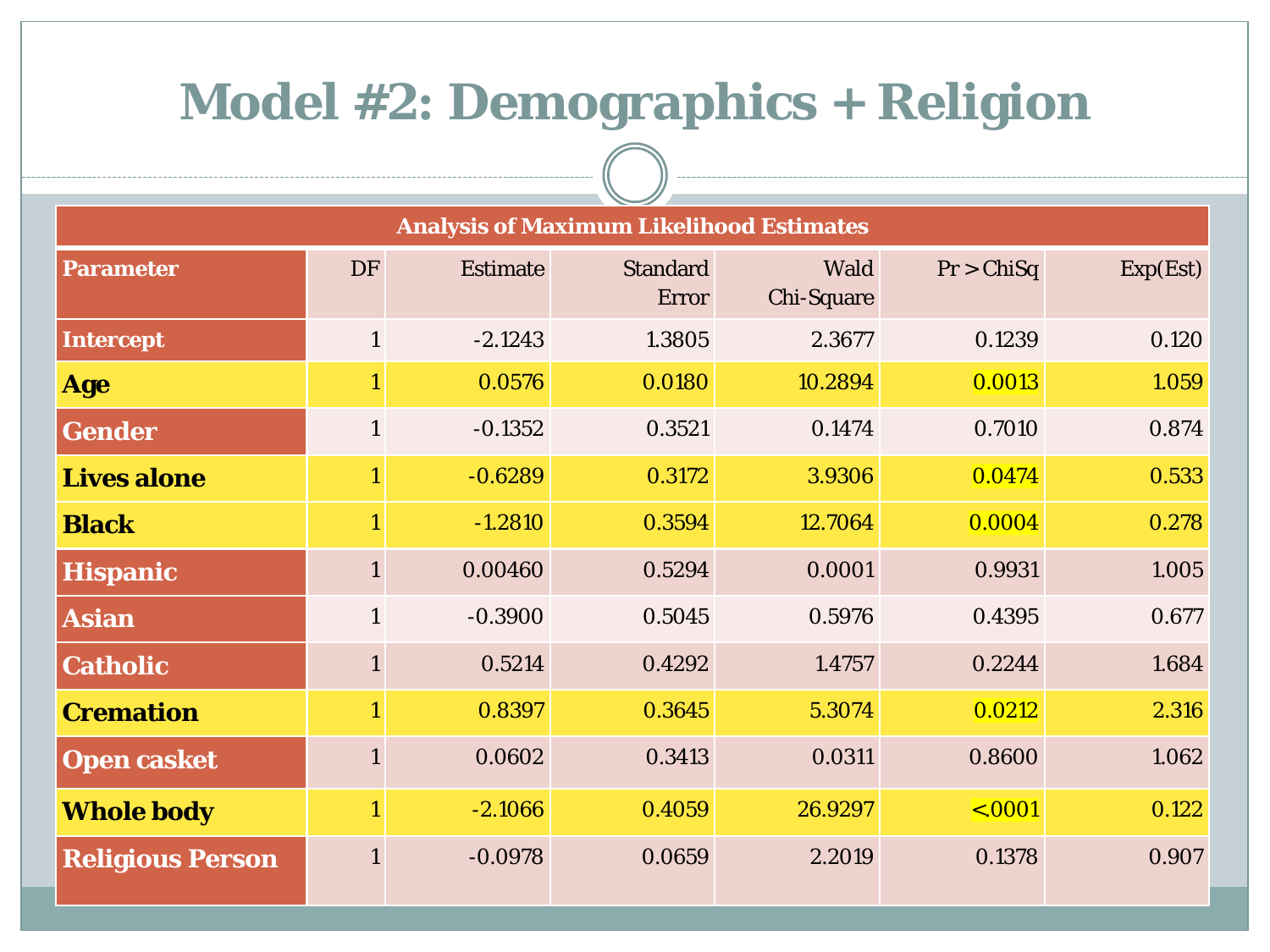# Model #2: Demographics + Religion

| Analysis of Maximum Likelihood Estimates | | | | | | |
|---|---|---|---|---|---|---|
| Parameter | DF | Estimate | Standard Error | Wald Chi-Square | Pr > ChiSq | Exp(Est) |
| Intercept | 1 | -2.1243 | 1.3805 | 2.3677 | 0.1239 | 0.120 |
| Age | 1 | 0.0576 | 0.0180 | 10.2894 | 0.0013 | 1.059 |
| Gender | 1 | -0.1352 | 0.3521 | 0.1474 | 0.7010 | 0.874 |
| Lives alone | 1 | -0.6289 | 0.3172 | 3.9306 | 0.0474 | 0.533 |
| Black | 1 | -1.2810 | 0.3594 | 12.7064 | 0.0004 | 0.278 |
| Hispanic | 1 | 0.00460 | 0.5294 | 0.0001 | 0.9931 | 1.005 |
| Asian | 1 | -0.3900 | 0.5045 | 0.5976 | 0.4395 | 0.677 |
| Catholic | 1 | 0.5214 | 0.4292 | 1.4757 | 0.2244 | 1.684 |
| Cremation | 1 | 0.8397 | 0.3645 | 5.3074 | 0.0212 | 2.316 |
| Open casket | 1 | 0.0602 | 0.3413 | 0.0311 | 0.8600 | 1.062 |
| Whole body | 1 | -2.1066 | 0.4059 | 26.9297 | <.0001 | 0.122 |
| Religious Person | 1 | -0.0978 | 0.0659 | 2.2019 | 0.1378 | 0.907 |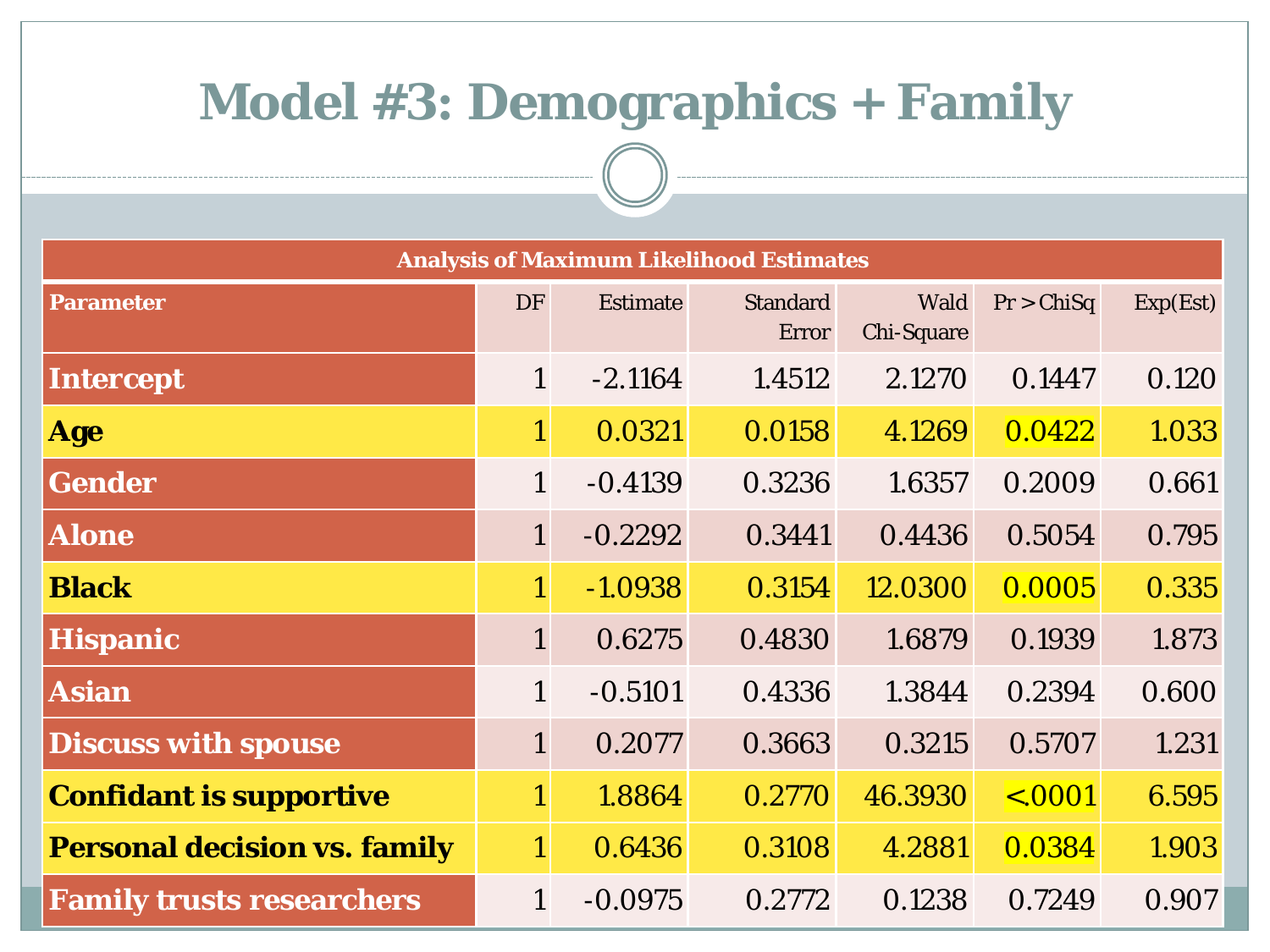# Model #3: Demographics + Family

| Analysis of Maximum Likelihood Estimates | | | | | | |
|---|---|---|---|---|---|---|
| Parameter | DF | Estimate | Standard Error | Wald Chi-Square | Pr > ChiSq | Exp(Est) |
| **Intercept** | 1 | -2.1164 | 1.4512 | 2.1270 | 0.1447 | 0.120 |
| **Age** | 1 | 0.0321 | 0.0158 | 4.1269 | 0.0422 | 1.033 |
| **Gender** | 1 | -0.4139 | 0.3236 | 1.6357 | 0.2009 | 0.661 |
| **Alone** | 1 | -0.2292 | 0.3441 | 0.4436 | 0.5054 | 0.795 |
| **Black** | 1 | -1.0938 | 0.3154 | 12.0300 | 0.0005 | 0.335 |
| **Hispanic** | 1 | 0.6275 | 0.4830 | 1.6879 | 0.1939 | 1.873 |
| **Asian** | 1 | -0.5101 | 0.4336 | 1.3844 | 0.2394 | 0.600 |
| **Discuss with spouse** | 1 | 0.2077 | 0.3663 | 0.3215 | 0.5707 | 1.231 |
| **Confidant is supportive** | 1 | 1.8864 | 0.2770 | 46.3930 | <.0001 | 6.595 |
| **Personal decision vs. family** | 1 | 0.6436 | 0.3108 | 4.2881 | 0.0384 | 1.903 |
| **Family trusts researchers** | 1 | -0.0975 | 0.2772 | 0.1238 | 0.7249 | 0.907 |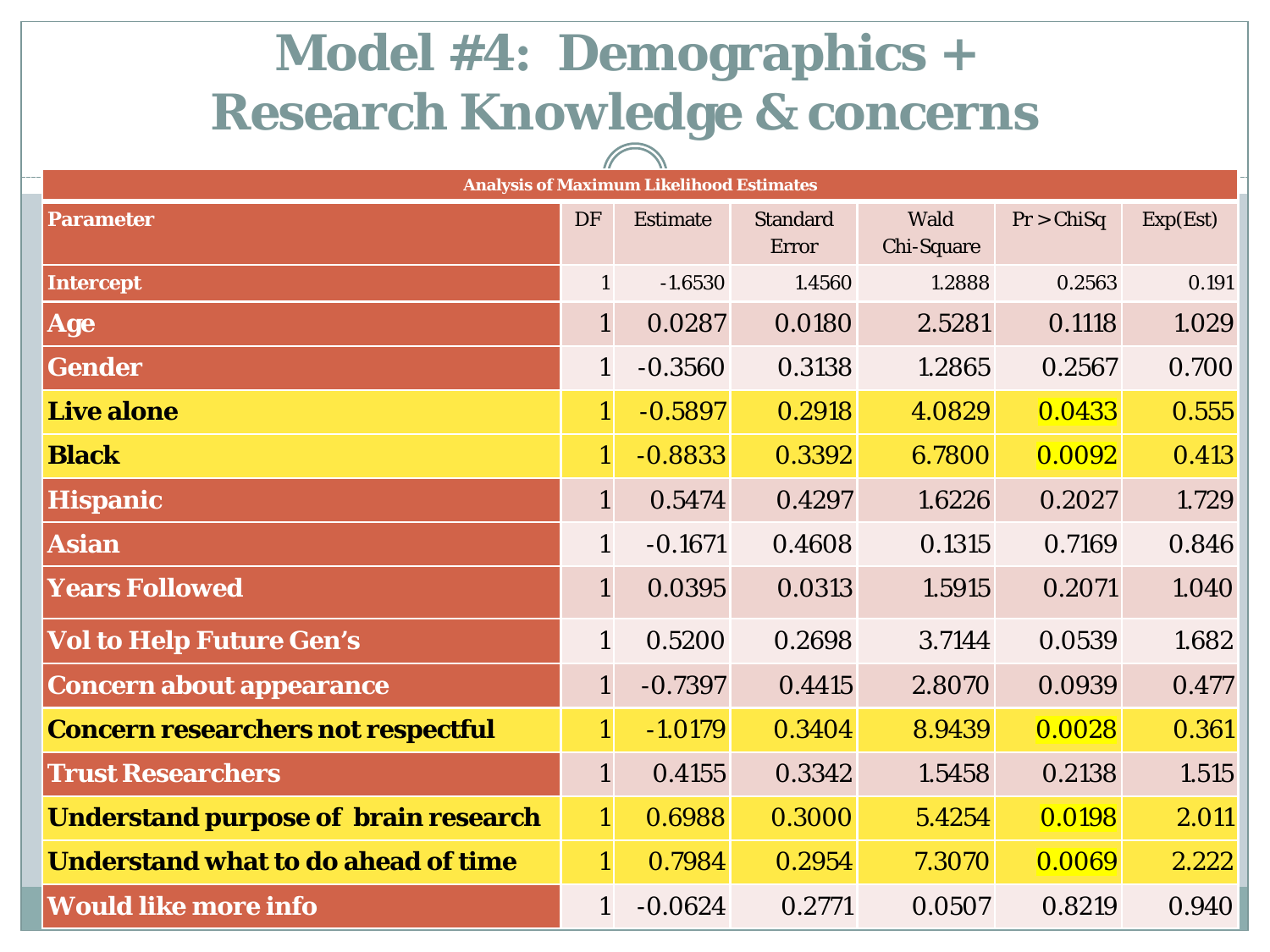# Model #4: Demographics + Research Knowledge & concerns

| Analysis of Maximum Likelihood Estimates | | | | | | |
|---|---|---|---|---|---|---|
| **Parameter** | DF | Estimate | Standard Error | Wald Chi-Square | Pr > ChiSq | Exp(Est) |
| **Intercept** | 1 | -1.6530 | 1.4560 | 1.2888 | 0.2563 | 0.191 |
| **Age** | 1 | 0.0287 | 0.0180 | 2.5281 | 0.1118 | 1.029 |
| **Gender** | 1 | -0.3560 | 0.3138 | 1.2865 | 0.2567 | 0.700 |
| **Live alone** | 1 | -0.5897 | 0.2918 | 4.0829 | 0.0433 | 0.555 |
| **Black** | 1 | -0.8833 | 0.3392 | 6.7800 | 0.0092 | 0.413 |
| **Hispanic** | 1 | 0.5474 | 0.4297 | 1.6226 | 0.2027 | 1.729 |
| **Asian** | 1 | -0.1671 | 0.4608 | 0.1315 | 0.7169 | 0.846 |
| **Years Followed** | 1 | 0.0395 | 0.0313 | 1.5915 | 0.2071 | 1.040 |
| **Vol to Help Future Gen's** | 1 | 0.5200 | 0.2698 | 3.7144 | 0.0539 | 1.682 |
| **Concern about appearance** | 1 | -0.7397 | 0.4415 | 2.8070 | 0.0939 | 0.477 |
| **Concern researchers not respectful** | 1 | -1.0179 | 0.3404 | 8.9439 | 0.0028 | 0.361 |
| **Trust Researchers** | 1 | 0.4155 | 0.3342 | 1.5458 | 0.2138 | 1.515 |
| **Understand purpose of brain research** | 1 | 0.6988 | 0.3000 | 5.4254 | 0.0198 | 2.011 |
| **Understand what to do ahead of time** | 1 | 0.7984 | 0.2954 | 7.3070 | 0.0069 | 2.222 |
| **Would like more info** | 1 | -0.0624 | 0.2771 | 0.0507 | 0.8219 | 0.940 |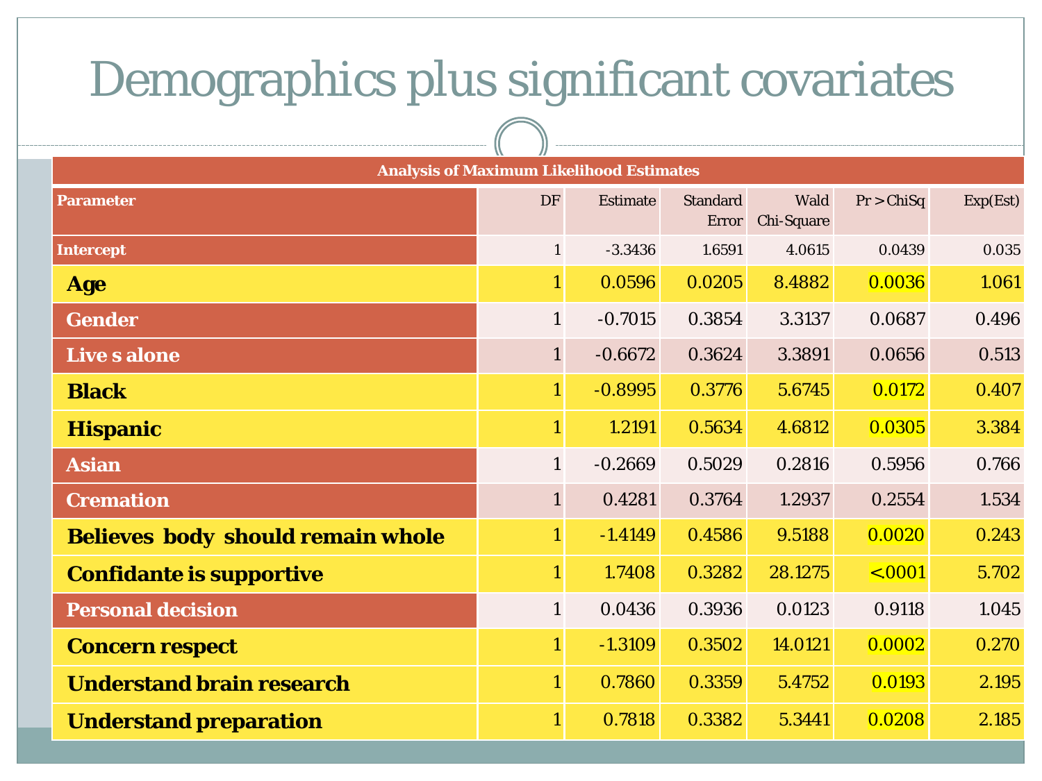# Demographics plus significant covariates

| Analysis of Maximum Likelihood Estimates | | | | | | |
|---|---|---|---|---|---|---|
| Parameter | DF | Estimate | Standard Error | Wald Chi-Square | Pr > ChiSq | Exp(Est) |
| Intercept | 1 | -3.3436 | 1.6591 | 4.0615 | 0.0439 | 0.035 |
| **Age** | 1 | 0.0596 | 0.0205 | 8.4882 | 0.0036 | 1.061 |
| **Gender** | 1 | -0.7015 | 0.3854 | 3.3137 | 0.0687 | 0.496 |
| **Live s alone** | 1 | -0.6672 | 0.3624 | 3.3891 | 0.0656 | 0.513 |
| **Black** | 1 | -0.8995 | 0.3776 | 5.6745 | 0.0172 | 0.407 |
| **Hispanic** | 1 | 1.2191 | 0.5634 | 4.6812 | 0.0305 | 3.384 |
| **Asian** | 1 | -0.2669 | 0.5029 | 0.2816 | 0.5956 | 0.766 |
| **Cremation** | 1 | 0.4281 | 0.3764 | 1.2937 | 0.2554 | 1.534 |
| **Believes body should remain whole** | 1 | -1.4149 | 0.4586 | 9.5188 | 0.0020 | 0.243 |
| **Confidante is supportive** | 1 | 1.7408 | 0.3282 | 28.1275 | <.0001 | 5.702 |
| **Personal decision** | 1 | 0.0436 | 0.3936 | 0.0123 | 0.9118 | 1.045 |
| **Concern respect** | 1 | -1.3109 | 0.3502 | 14.0121 | 0.0002 | 0.270 |
| **Understand brain research** | 1 | 0.7860 | 0.3359 | 5.4752 | 0.0193 | 2.195 |
| **Understand preparation** | 1 | 0.7818 | 0.3382 | 5.3441 | 0.0208 | 2.185 |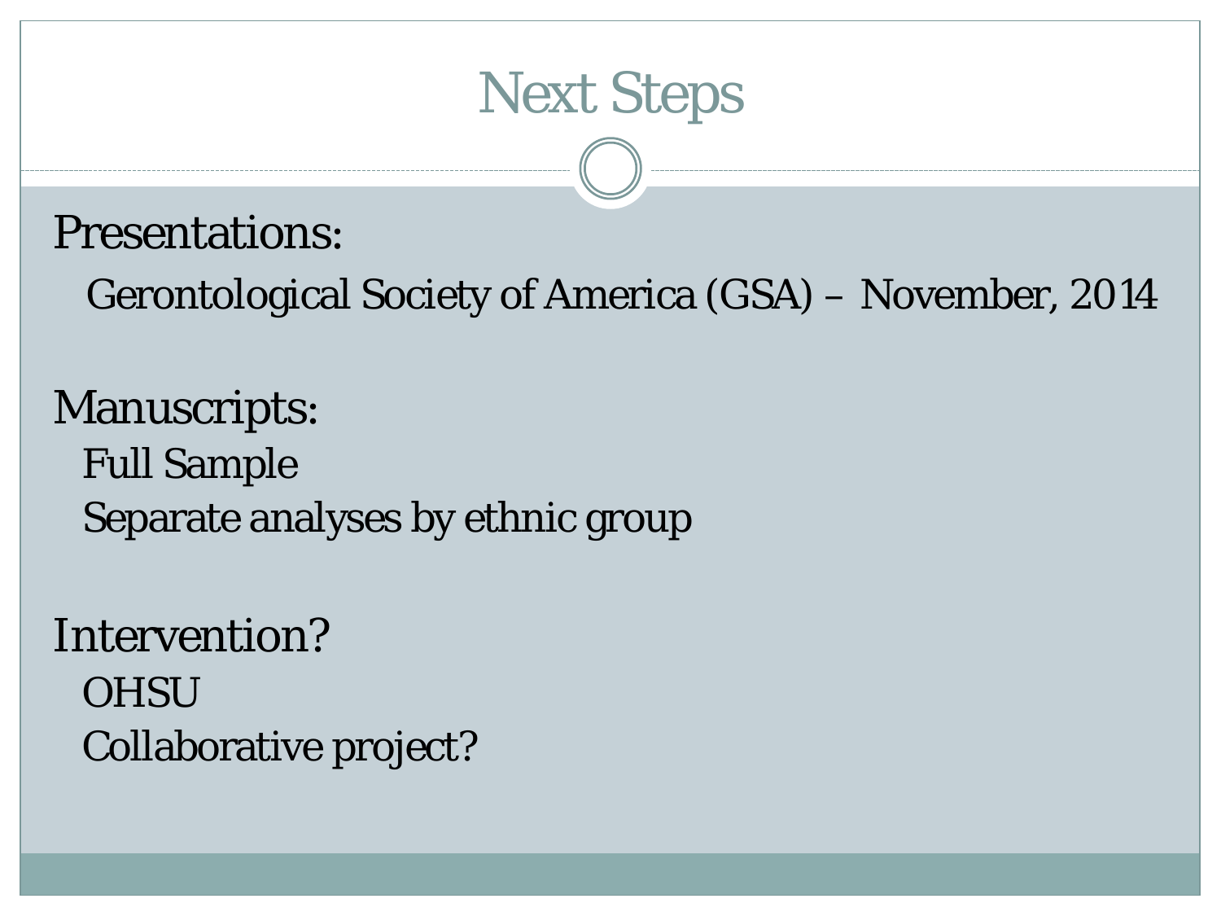# Next Steps

Presentations:

- Gerontological Society of America (GSA) – November, 2014

Manuscripts:

- Full Sample
- Separate analyses by ethnic group

Intervention?

- OHSU
- Collaborative project?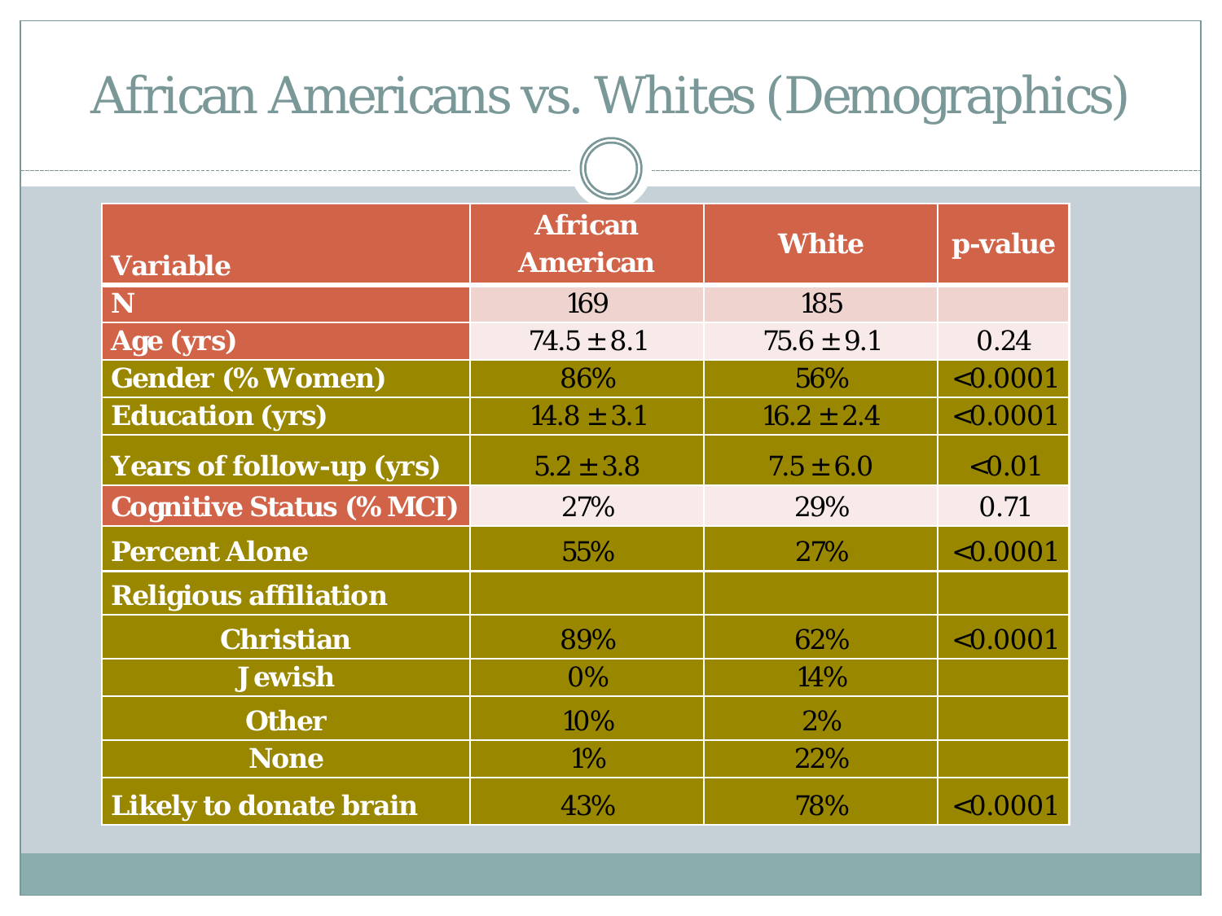# African Americans vs. Whites (Demographics)

| Variable | African American | White | p-value |
|---|---|---|---|
| N | 169 | 185 | |
| Age (yrs) | 74.5 ± 8.1 | 75.6 ± 9.1 | 0.24 |
| Gender (% Women) | 86% | 56% | <0.0001 |
| Education (yrs) | 14.8 ± 3.1 | 16.2 ± 2.4 | <0.0001 |
| Years of follow-up (yrs) | 5.2 ± 3.8 | 7.5 ± 6.0 | <0.01 |
| Cognitive Status (% MCI) | 27% | 29% | 0.71 |
| Percent Alone | 55% | 27% | <0.0001 |
| Religious affiliation | | | |
| Christian | 89% | 62% | <0.0001 |
| Jewish | 0% | 14% | |
| Other | 10% | 2% | |
| None | 1% | 22% | |
| Likely to donate brain | 43% | 78% | <0.0001 |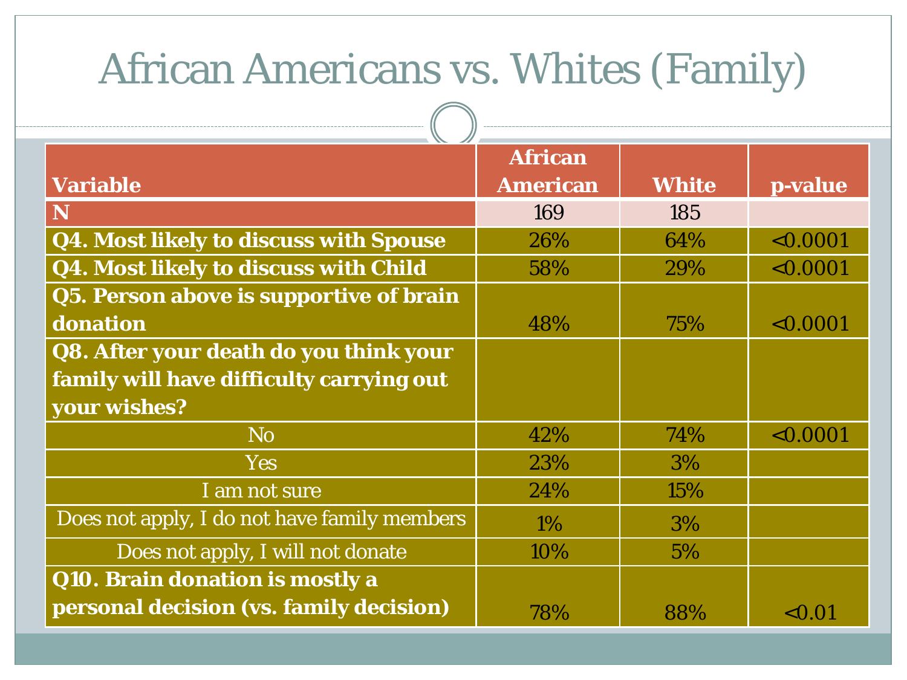# African Americans vs. Whites (Family)

| Variable | African American | White | p-value |
|---|---|---|---|
| **N** | 169 | 185 | |
| **Q4. Most likely to discuss with Spouse** | 26% | 64% | <0.0001 |
| **Q4. Most likely to discuss with Child** | 58% | 29% | <0.0001 |
| **Q5. Person above is supportive of brain donation** | 48% | 75% | <0.0001 |
| **Q8. After your death do you think your family will have difficulty carrying out your wishes?** | | | |
| No | 42% | 74% | <0.0001 |
| Yes | 23% | 3% | |
| I am not sure | 24% | 15% | |
| Does not apply, I do not have family members | 1% | 3% | |
| Does not apply, I will not donate | 10% | 5% | |
| **Q10. Brain donation is mostly a personal decision (vs. family decision)** | 78% | 88% | <0.01 |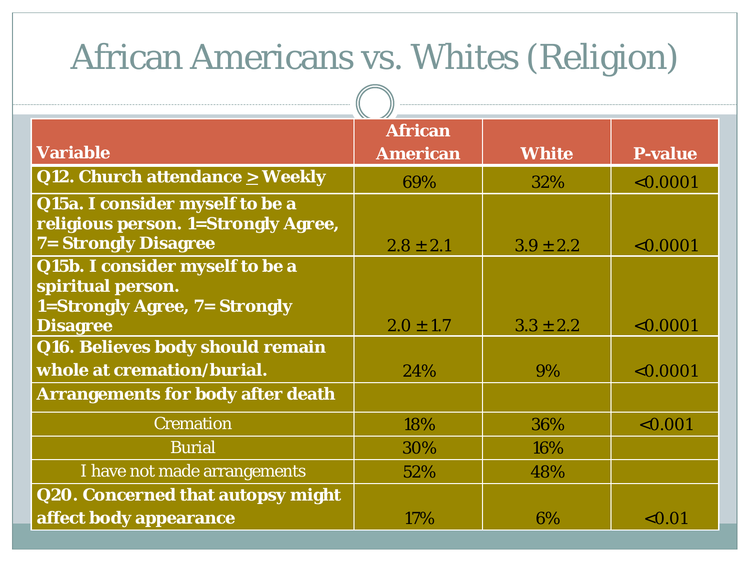# African Americans vs. Whites (Religion)

| Variable | African American | White | P-value |
|---|---|---|---|
| **Q12. Church attendance ≥ Weekly** | 69% | 32% | <0.0001 |
| **Q15a. I consider myself to be a religious person. 1=Strongly Agree, 7= Strongly Disagree** | 2.8 ± 2.1 | 3.9 ± 2.2 | <0.0001 |
| **Q15b. I consider myself to be a spiritual person. 1=Strongly Agree, 7= Strongly Disagree** | 2.0 ± 1.7 | 3.3 ± 2.2 | <0.0001 |
| **Q16. Believes body should remain whole at cremation/burial.** | 24% | 9% | <0.0001 |
| **Arrangements for body after death** | | | |
| Cremation | 18% | 36% | <0.001 |
| Burial | 30% | 16% | |
| I have not made arrangements | 52% | 48% | |
| **Q20. Concerned that autopsy might affect body appearance** | 17% | 6% | <0.01 |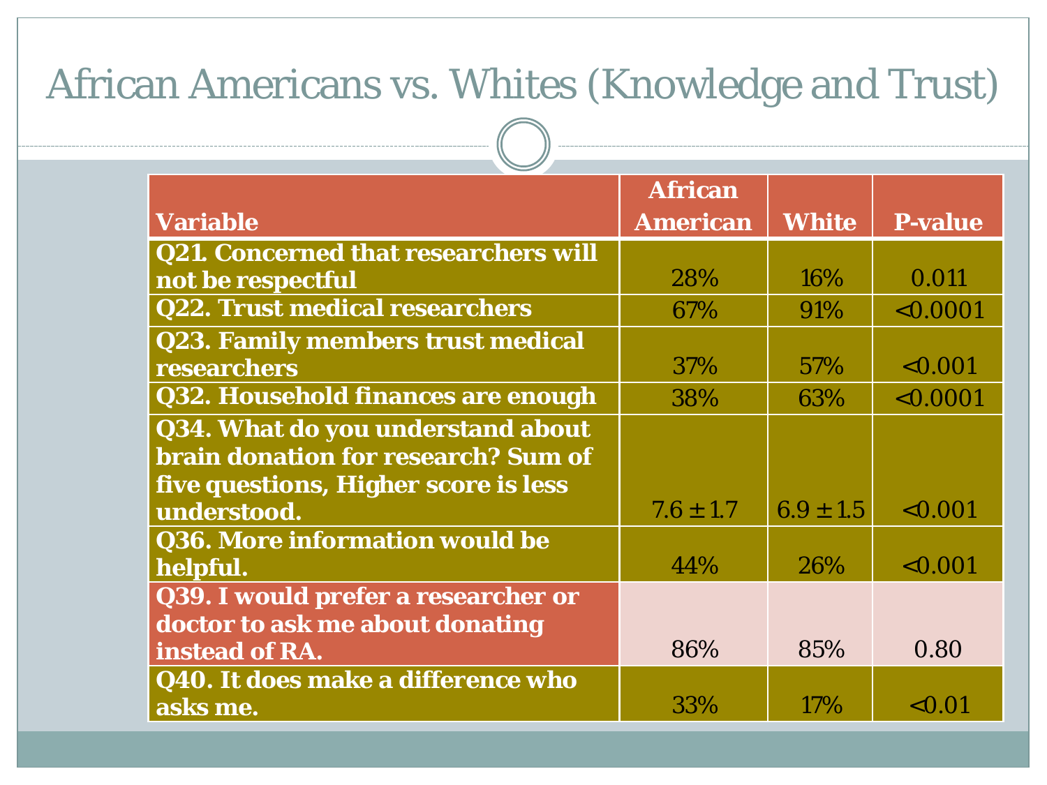# African Americans vs. Whites (Knowledge and Trust)

| Variable | African American | White | P-value |
|---|---|---|---|
| Q21. Concerned that researchers will not be respectful | 28% | 16% | 0.011 |
| Q22. Trust medical researchers | 67% | 91% | <0.0001 |
| Q23. Family members trust medical researchers | 37% | 57% | <0.001 |
| Q32. Household finances are enough | 38% | 63% | <0.0001 |
| Q34. What do you understand about brain donation for research? Sum of five questions, Higher score is less understood. | $7.6 \pm 1.7$ | $6.9 \pm 1.5$ | <0.001 |
| Q36. More information would be helpful. | 44% | 26% | <0.001 |
| Q39. I would prefer a researcher or doctor to ask me about donating instead of RA. | 86% | 85% | 0.80 |
| Q40. It does make a difference who asks me. | 33% | 17% | <0.01 |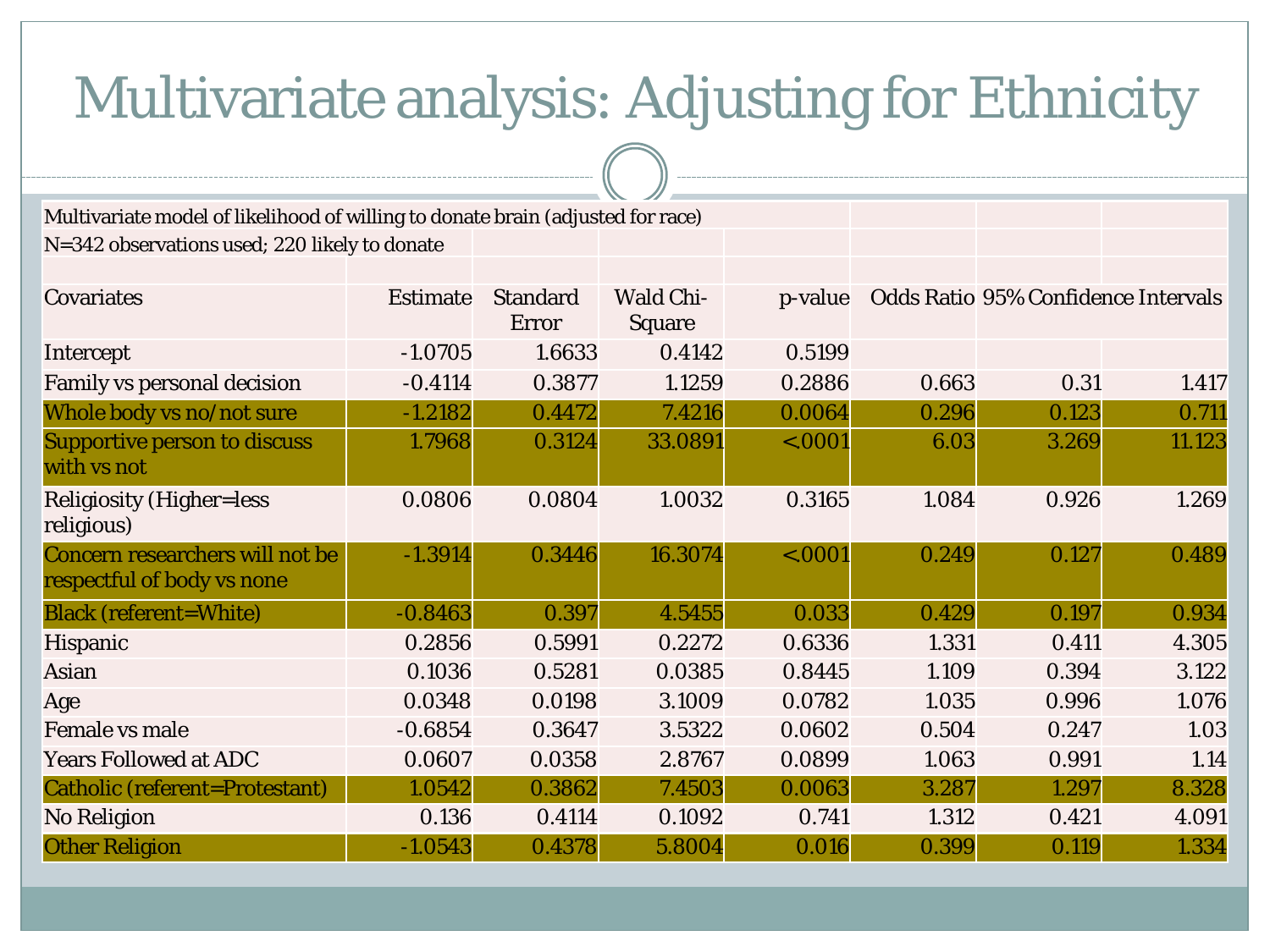# Multivariate analysis: Adjusting for Ethnicity

| Multivariate model of likelihood of willing to donate brain (adjusted for race) | | | | | | | |
|---|---|---|---|---|---|---|---|
| N=342 observations used; 220 likely to donate | | | | | | | |
| Covariates | Estimate | Standard Error | Wald Chi-Square | p-value | Odds Ratio | 95% Confidence Intervals | |
| Intercept | -1.0705 | 1.6633 | 0.4142 | 0.5199 | | | |
| Family vs personal decision | -0.4114 | 0.3877 | 1.1259 | 0.2886 | 0.663 | 0.31 | 1.417 |
| Whole body vs no/not sure | -1.2182 | 0.4472 | 7.4216 | 0.0064 | 0.296 | 0.123 | 0.711 |
| Supportive person to discuss with vs not | 1.7968 | 0.3124 | 33.0891 | <.0001 | 6.03 | 3.269 | 11.123 |
| Religiosity (Higher=less religious) | 0.0806 | 0.0804 | 1.0032 | 0.3165 | 1.084 | 0.926 | 1.269 |
| Concern researchers will not be respectful of body vs none | -1.3914 | 0.3446 | 16.3074 | <.0001 | 0.249 | 0.127 | 0.489 |
| Black (referent=White) | -0.8463 | 0.397 | 4.5455 | 0.033 | 0.429 | 0.197 | 0.934 |
| Hispanic | 0.2856 | 0.5991 | 0.2272 | 0.6336 | 1.331 | 0.411 | 4.305 |
| Asian | 0.1036 | 0.5281 | 0.0385 | 0.8445 | 1.109 | 0.394 | 3.122 |
| Age | 0.0348 | 0.0198 | 3.1009 | 0.0782 | 1.035 | 0.996 | 1.076 |
| Female vs male | -0.6854 | 0.3647 | 3.5322 | 0.0602 | 0.504 | 0.247 | 1.03 |
| Years Followed at ADC | 0.0607 | 0.0358 | 2.8767 | 0.0899 | 1.063 | 0.991 | 1.14 |
| Catholic (referent=Protestant) | 1.0542 | 0.3862 | 7.4503 | 0.0063 | 3.287 | 1.297 | 8.328 |
| No Religion | 0.136 | 0.4114 | 0.1092 | 0.741 | 1.312 | 0.421 | 4.091 |
| Other Religion | -1.0543 | 0.4378 | 5.8004 | 0.016 | 0.399 | 0.119 | 1.334 |